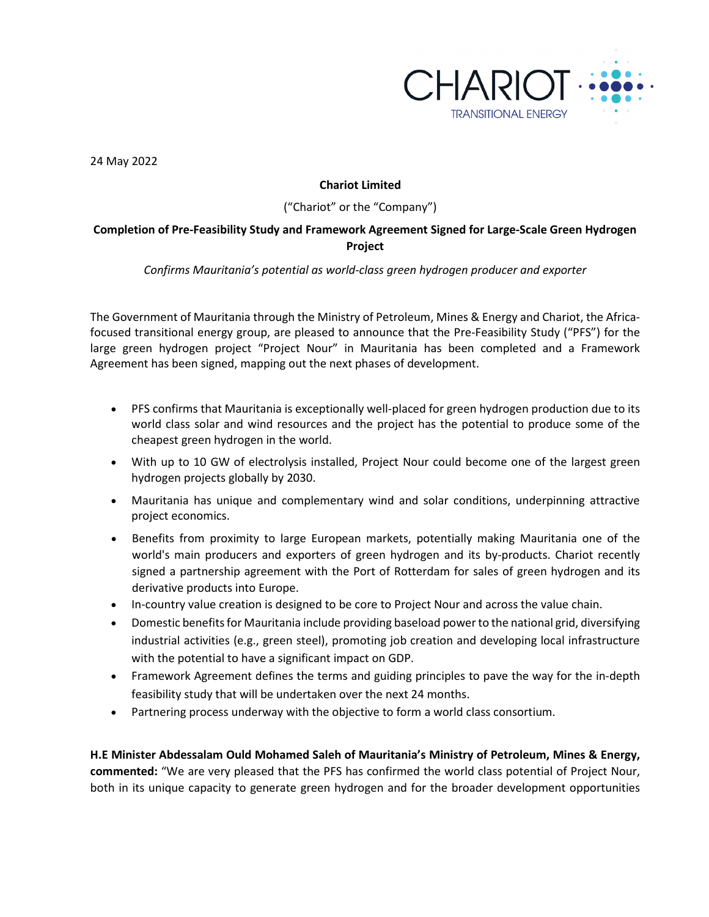24 May 2022

**Chariot Limited**

("Chariot" or the "Company")

**Completion of Pre-Feasibility Study and Framework Agreement Signed for Large-Scale Green Hydrogen Project**

*Confirms Mauritania's potential as world-class green hydrogen producer and exporter*

The Government of Mauritania through the Ministry of Petroleum, Mines & Energy and Chariot, the Africa-focused transitional energy group, are pleased to announce that the Pre-Feasibility Study ("PFS") for the large green hydrogen project "Project Nour" in Mauritania has been completed and a Framework Agreement has been signed, mapping out the next phases of development.

- PFS confirms that Mauritania is exceptionally well-placed for green hydrogen production due to its world class solar and wind resources and the project has the potential to produce some of the cheapest green hydrogen in the world.
- With up to 10 GW of electrolysis installed, Project Nour could become one of the largest green hydrogen projects globally by 2030.
- Mauritania has unique and complementary wind and solar conditions, underpinning attractive project economics.
- Benefits from proximity to large European markets, potentially making Mauritania one of the world's main producers and exporters of green hydrogen and its by-products. Chariot recently signed a partnership agreement with the Port of Rotterdam for sales of green hydrogen and its derivative products into Europe.
- In-country value creation is designed to be core to Project Nour and across the value chain.
- Domestic benefits for Mauritania include providing baseload power to the national grid, diversifying industrial activities (e.g., green steel), promoting job creation and developing local infrastructure with the potential to have a significant impact on GDP.
- Framework Agreement defines the terms and guiding principles to pave the way for the in-depth feasibility study that will be undertaken over the next 24 months.
- Partnering process underway with the objective to form a world class consortium.

**H.E Minister Abdessalam Ould Mohamed Saleh of Mauritania's Ministry of Petroleum, Mines & Energy, commented:** "We are very pleased that the PFS has confirmed the world class potential of Project Nour, both in its unique capacity to generate green hydrogen and for the broader development opportunities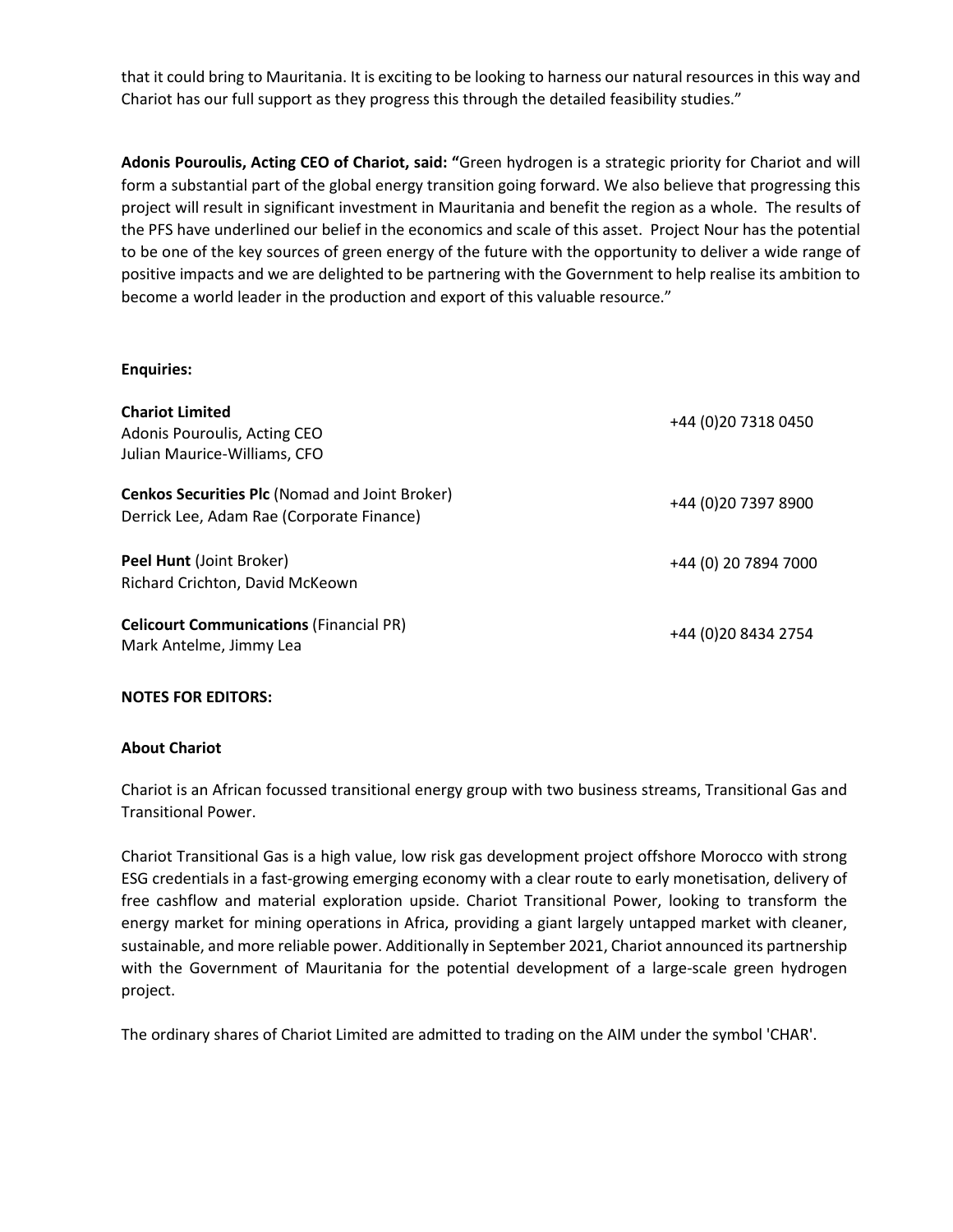that it could bring to Mauritania. It is exciting to be looking to harness our natural resources in this way and Chariot has our full support as they progress this through the detailed feasibility studies."

**Adonis Pouroulis, Acting CEO of Chariot, said: "**Green hydrogen is a strategic priority for Chariot and will form a substantial part of the global energy transition going forward. We also believe that progressing this project will result in significant investment in Mauritania and benefit the region as a whole. The results of the PFS have underlined our belief in the economics and scale of this asset. Project Nour has the potential to be one of the key sources of green energy of the future with the opportunity to deliver a wide range of positive impacts and we are delighted to be partnering with the Government to help realise its ambition to become a world leader in the production and export of this valuable resource."

**Enquiries:**

| | |
|---|---|
| **Chariot Limited**<br>Adonis Pouroulis, Acting CEO<br>Julian Maurice-Williams, CFO | +44 (0)20 7318 0450 |
| **Cenkos Securities Plc** (Nomad and Joint Broker)<br>Derrick Lee, Adam Rae (Corporate Finance) | +44 (0)20 7397 8900 |
| **Peel Hunt** (Joint Broker)<br>Richard Crichton, David McKeown | +44 (0) 20 7894 7000 |
| **Celicourt Communications** (Financial PR)<br>Mark Antelme, Jimmy Lea | +44 (0)20 8434 2754 |

**NOTES FOR EDITORS:**

**About Chariot**

Chariot is an African focussed transitional energy group with two business streams, Transitional Gas and Transitional Power.

Chariot Transitional Gas is a high value, low risk gas development project offshore Morocco with strong ESG credentials in a fast-growing emerging economy with a clear route to early monetisation, delivery of free cashflow and material exploration upside. Chariot Transitional Power, looking to transform the energy market for mining operations in Africa, providing a giant largely untapped market with cleaner, sustainable, and more reliable power. Additionally in September 2021, Chariot announced its partnership with the Government of Mauritania for the potential development of a large-scale green hydrogen project.

The ordinary shares of Chariot Limited are admitted to trading on the AIM under the symbol 'CHAR'.